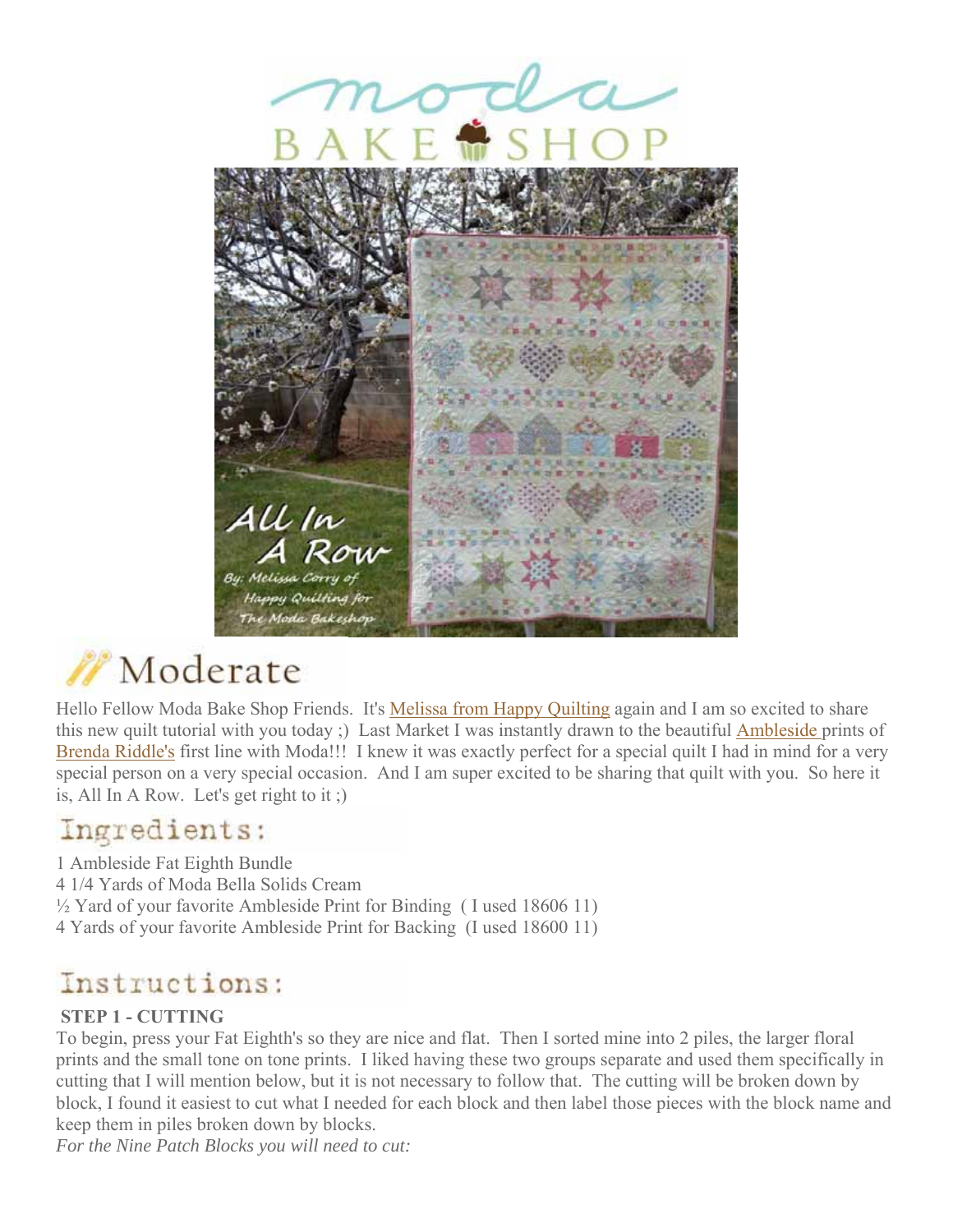# moda BAKE SHOP

# All In A Row

By: Melissa Corry of Happy Quilting for The Moda Bakeshop

## Moderate

Hello Fellow Moda Bake Shop Friends. It's Melissa from Happy Quilting again and I am so excited to share this new quilt tutorial with you today ;) Last Market I was instantly drawn to the beautiful Ambleside prints of Brenda Riddle's first line with Moda!!! I knew it was exactly perfect for a special quilt I had in mind for a very special person on a very special occasion. And I am super excited to be sharing that quilt with you. So here it is, All In A Row. Let's get right to it ;)

## Ingredients:

1 Ambleside Fat Eighth Bundle
4 1/4 Yards of Moda Bella Solids Cream
½ Yard of your favorite Ambleside Print for Binding ( I used 18606 11)
4 Yards of your favorite Ambleside Print for Backing (I used 18600 11)

## Instructions:

**STEP 1 - CUTTING**

To begin, press your Fat Eighth's so they are nice and flat. Then I sorted mine into 2 piles, the larger floral prints and the small tone on tone prints. I liked having these two groups separate and used them specifically in cutting that I will mention below, but it is not necessary to follow that. The cutting will be broken down by block, I found it easiest to cut what I needed for each block and then label those pieces with the block name and keep them in piles broken down by blocks.

*For the Nine Patch Blocks you will need to cut:*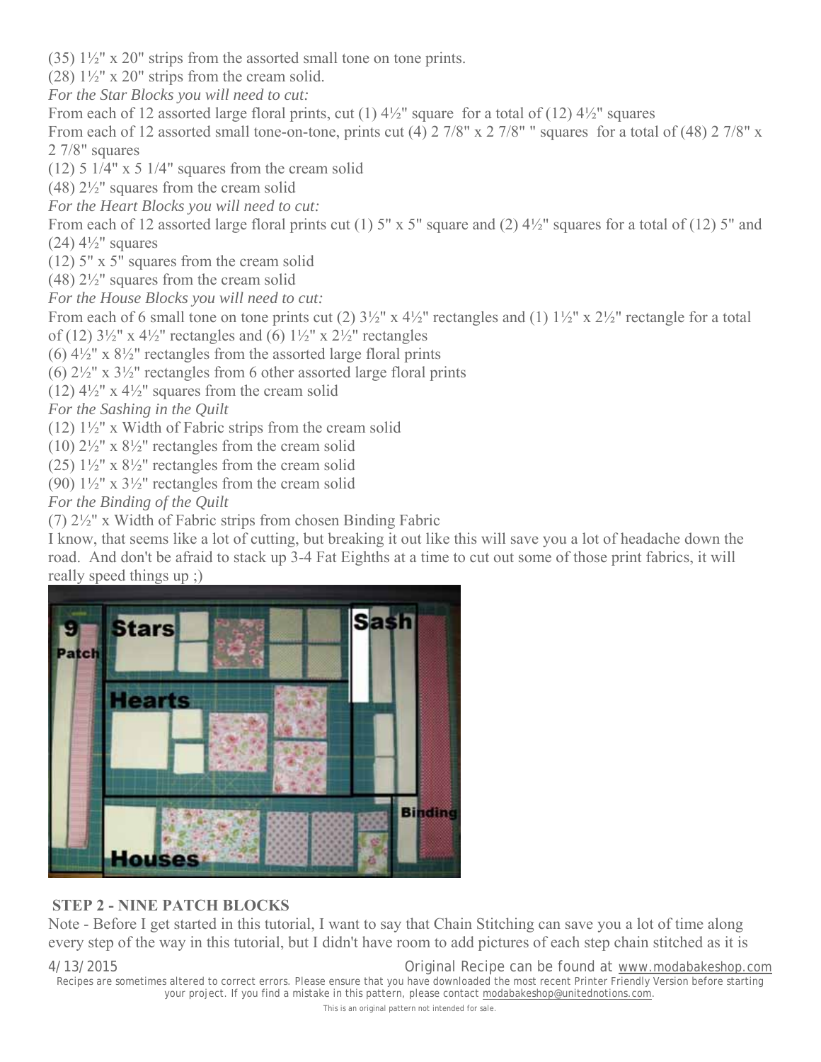(35) 1½" x 20" strips from the assorted small tone on tone prints.

(28) 1½" x 20" strips from the cream solid.

*For the Star Blocks you will need to cut:*

From each of 12 assorted large floral prints, cut (1) 4½" square for a total of (12) 4½" squares

From each of 12 assorted small tone-on-tone, prints cut (4) 2 7/8" x 2 7/8" " squares for a total of (48) 2 7/8" x 2 7/8" squares

(12) 5 1/4" x 5 1/4" squares from the cream solid

(48) 2½" squares from the cream solid

*For the Heart Blocks you will need to cut:*

From each of 12 assorted large floral prints cut (1) 5" x 5" square and (2) 4½" squares for a total of (12) 5" and (24) 4½" squares

(12) 5" x 5" squares from the cream solid

(48) 2½" squares from the cream solid

*For the House Blocks you will need to cut:*

From each of 6 small tone on tone prints cut (2) 3½" x 4½" rectangles and (1) 1½" x 2½" rectangle for a total of (12) 3½" x 4½" rectangles and (6) 1½" x 2½" rectangles

(6) 4½" x 8½" rectangles from the assorted large floral prints

(6) 2½" x 3½" rectangles from 6 other assorted large floral prints

(12) 4½" x 4½" squares from the cream solid

*For the Sashing in the Quilt*

(12) 1½" x Width of Fabric strips from the cream solid

(10) 2½" x 8½" rectangles from the cream solid

(25) 1½" x 8½" rectangles from the cream solid

(90) 1½" x 3½" rectangles from the cream solid

*For the Binding of the Quilt*

(7) 2½" x Width of Fabric strips from chosen Binding Fabric

I know, that seems like a lot of cutting, but breaking it out like this will save you a lot of headache down the road. And don't be afraid to stack up 3-4 Fat Eighths at a time to cut out some of those print fabrics, it will really speed things up ;)

### STEP 2 - NINE PATCH BLOCKS

Note - Before I get started in this tutorial, I want to say that Chain Stitching can save you a lot of time along every step of the way in this tutorial, but I didn't have room to add pictures of each step chain stitched as it is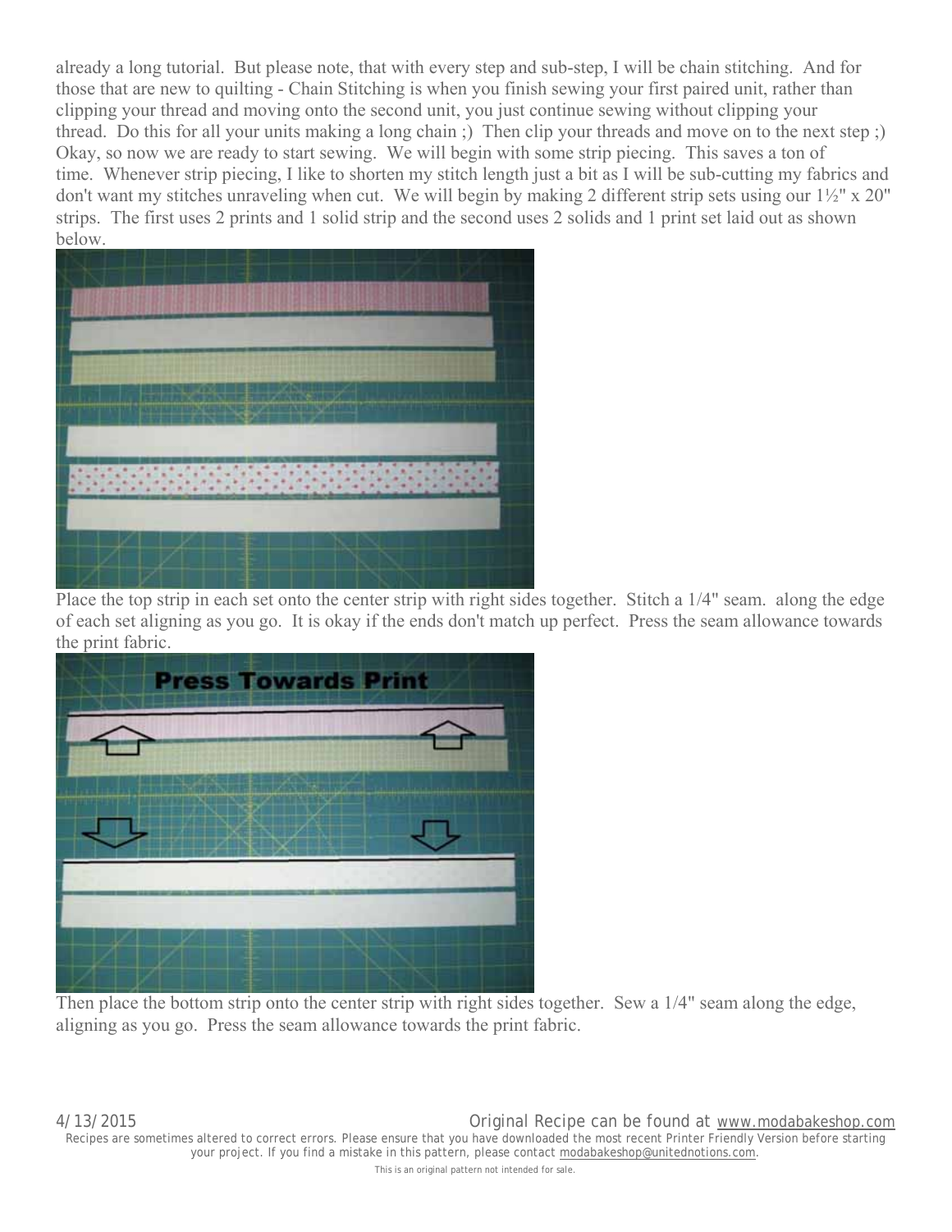already a long tutorial. But please note, that with every step and sub-step, I will be chain stitching. And for those that are new to quilting - Chain Stitching is when you finish sewing your first paired unit, rather than clipping your thread and moving onto the second unit, you just continue sewing without clipping your thread. Do this for all your units making a long chain ;) Then clip your threads and move on to the next step ;) Okay, so now we are ready to start sewing. We will begin with some strip piecing. This saves a ton of time. Whenever strip piecing, I like to shorten my stitch length just a bit as I will be sub-cutting my fabrics and don't want my stitches unraveling when cut. We will begin by making 2 different strip sets using our 1½" x 20" strips. The first uses 2 prints and 1 solid strip and the second uses 2 solids and 1 print set laid out as shown below.

Place the top strip in each set onto the center strip with right sides together. Stitch a 1/4" seam. along the edge of each set aligning as you go. It is okay if the ends don't match up perfect. Press the seam allowance towards the print fabric.

Then place the bottom strip onto the center strip with right sides together. Sew a 1/4" seam along the edge, aligning as you go. Press the seam allowance towards the print fabric.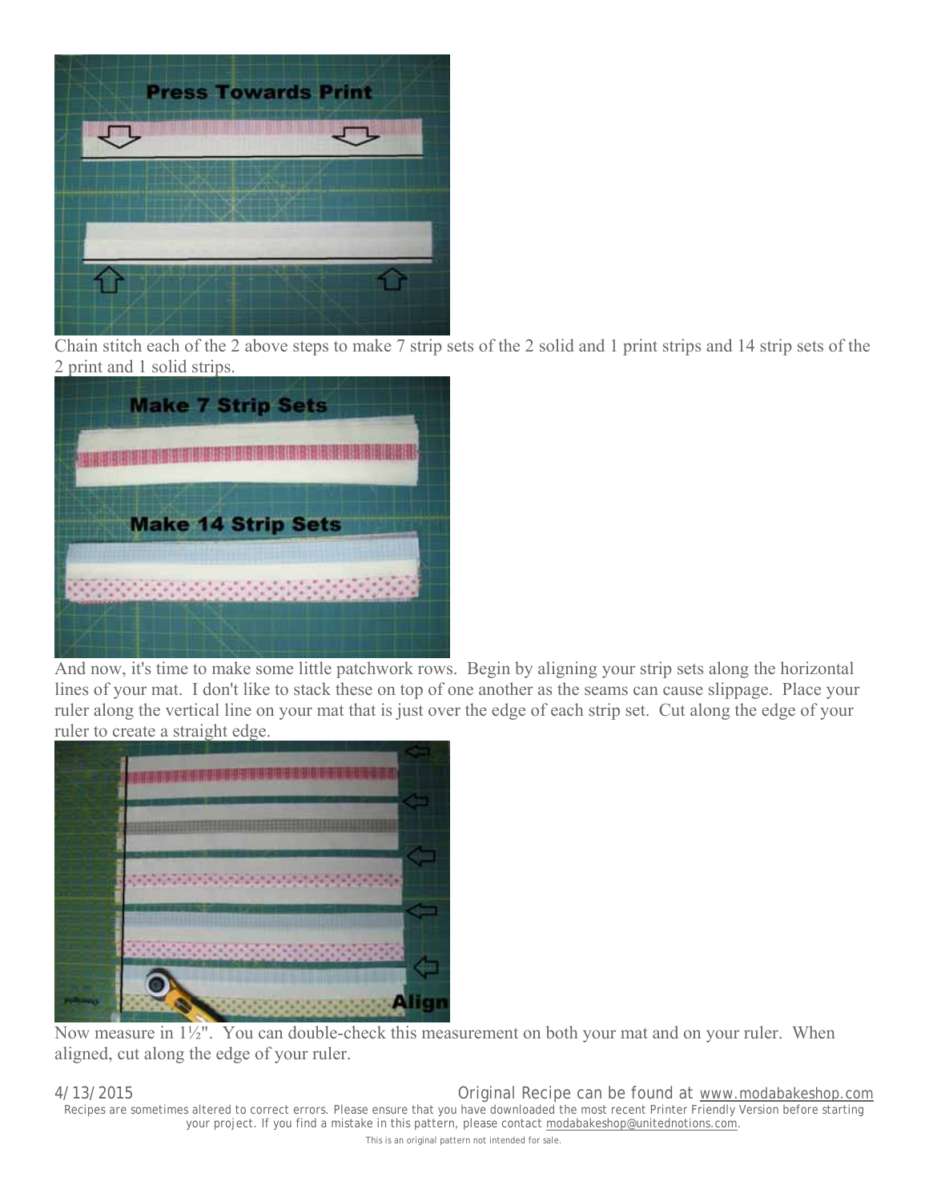Chain stitch each of the 2 above steps to make 7 strip sets of the 2 solid and 1 print strips and 14 strip sets of the 2 print and 1 solid strips.

And now, it's time to make some little patchwork rows. Begin by aligning your strip sets along the horizontal lines of your mat. I don't like to stack these on top of one another as the seams can cause slippage. Place your ruler along the vertical line on your mat that is just over the edge of each strip set. Cut along the edge of your ruler to create a straight edge.

Now measure in 1½". You can double-check this measurement on both your mat and on your ruler. When aligned, cut along the edge of your ruler.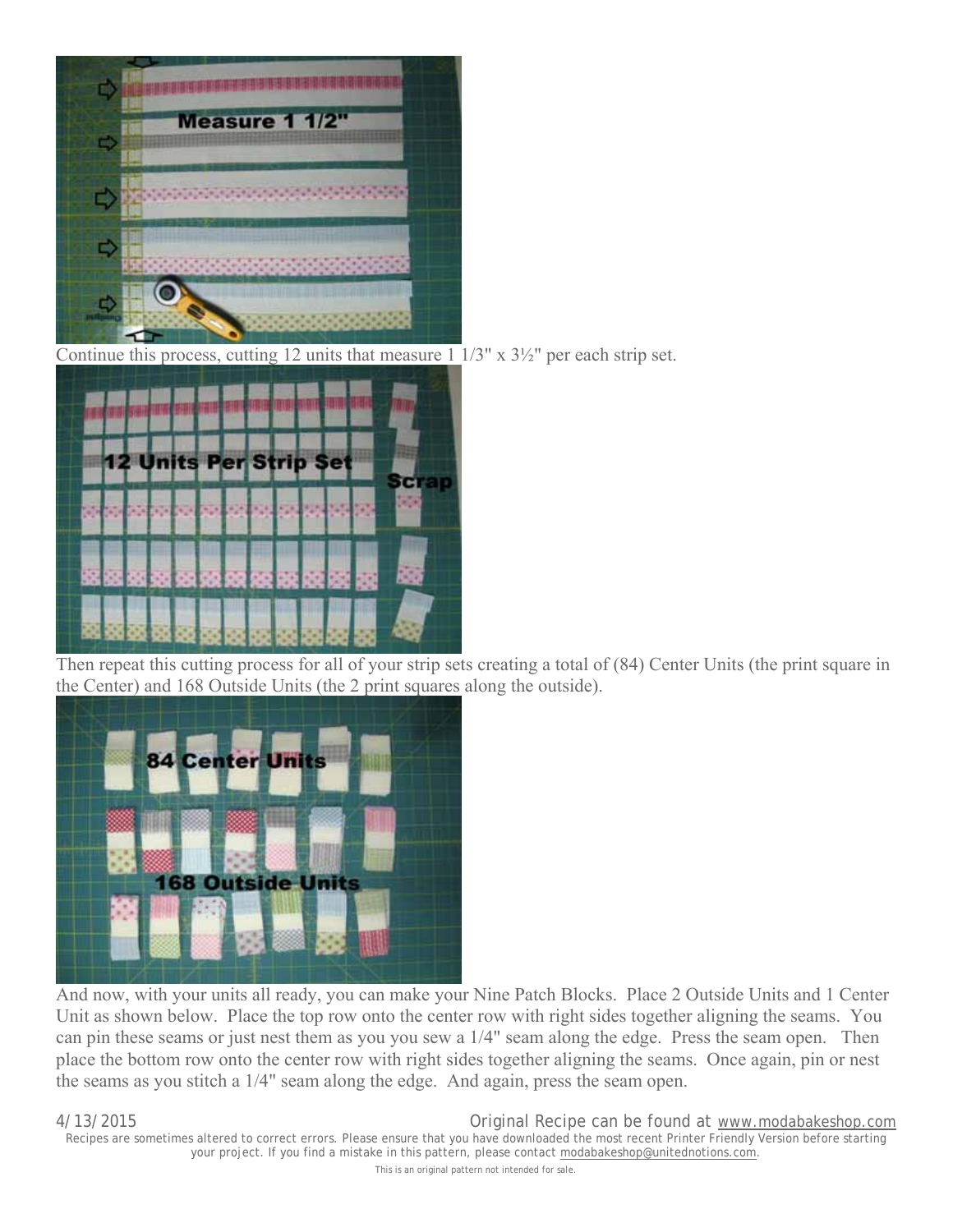Continue this process, cutting 12 units that measure 1 1/3" x 3½" per each strip set.

Then repeat this cutting process for all of your strip sets creating a total of (84) Center Units (the print square in the Center) and 168 Outside Units (the 2 print squares along the outside).

And now, with your units all ready, you can make your Nine Patch Blocks. Place 2 Outside Units and 1 Center Unit as shown below. Place the top row onto the center row with right sides together aligning the seams. You can pin these seams or just nest them as you you sew a 1/4" seam along the edge. Press the seam open. Then place the bottom row onto the center row with right sides together aligning the seams. Once again, pin or nest the seams as you stitch a 1/4" seam along the edge. And again, press the seam open.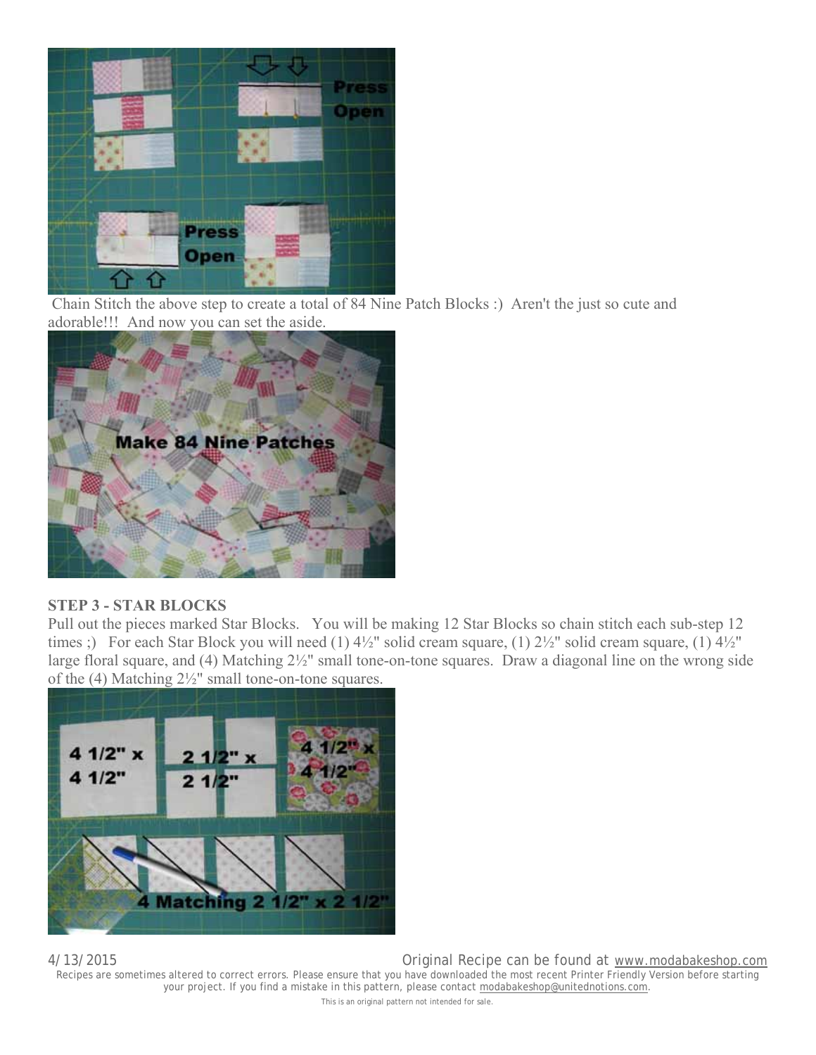Chain Stitch the above step to create a total of 84 Nine Patch Blocks :) Aren't the just so cute and adorable!!! And now you can set the aside.

**STEP 3 - STAR BLOCKS**

Pull out the pieces marked Star Blocks. You will be making 12 Star Blocks so chain stitch each sub-step 12 times ;) For each Star Block you will need (1) 4½" solid cream square, (1) 2½" solid cream square, (1) 4½" large floral square, and (4) Matching 2½" small tone-on-tone squares. Draw a diagonal line on the wrong side of the (4) Matching 2½" small tone-on-tone squares.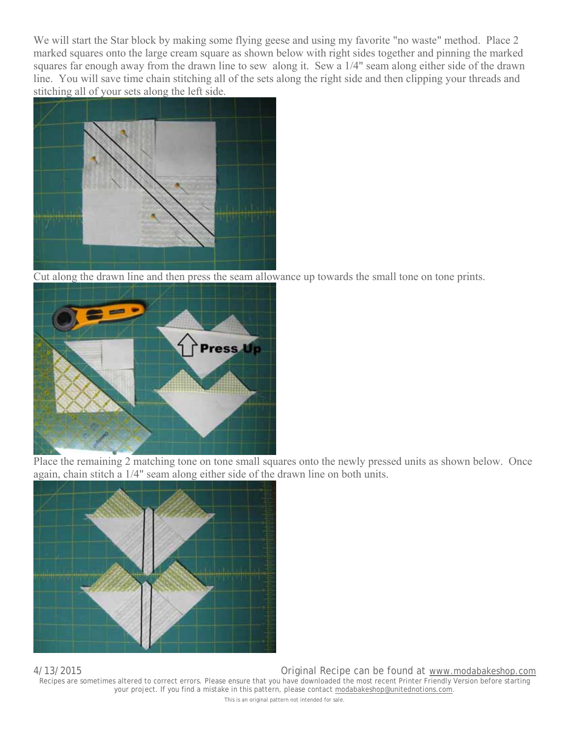We will start the Star block by making some flying geese and using my favorite "no waste" method. Place 2 marked squares onto the large cream square as shown below with right sides together and pinning the marked squares far enough away from the drawn line to sew along it. Sew a 1/4" seam along either side of the drawn line. You will save time chain stitching all of the sets along the right side and then clipping your threads and stitching all of your sets along the left side.

Cut along the drawn line and then press the seam allowance up towards the small tone on tone prints.

Place the remaining 2 matching tone on tone small squares onto the newly pressed units as shown below. Once again, chain stitch a 1/4" seam along either side of the drawn line on both units.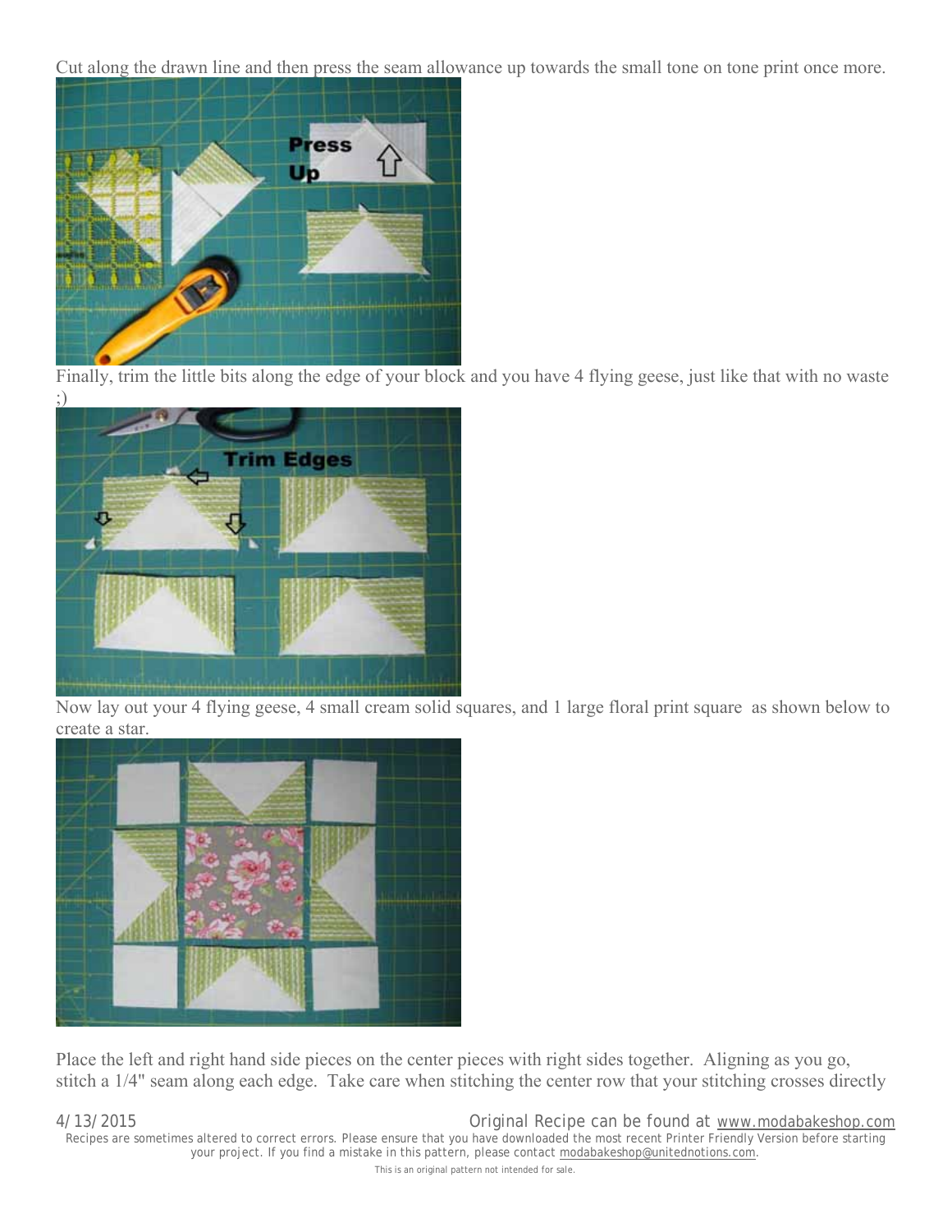Cut along the drawn line and then press the seam allowance up towards the small tone on tone print once more.

Finally, trim the little bits along the edge of your block and you have 4 flying geese, just like that with no waste ;)

Now lay out your 4 flying geese, 4 small cream solid squares, and 1 large floral print square as shown below to create a star.

Place the left and right hand side pieces on the center pieces with right sides together. Aligning as you go, stitch a 1/4" seam along each edge. Take care when stitching the center row that your stitching crosses directly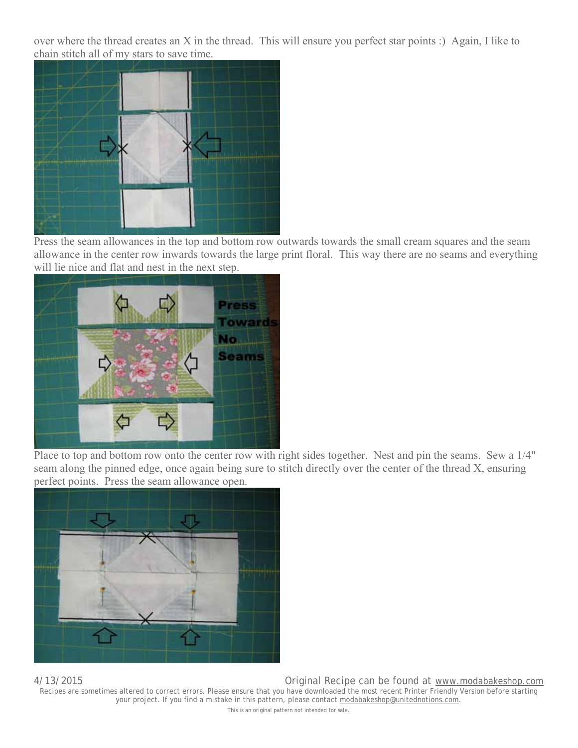over where the thread creates an X in the thread. This will ensure you perfect star points :) Again, I like to chain stitch all of my stars to save time.

Press the seam allowances in the top and bottom row outwards towards the small cream squares and the seam allowance in the center row inwards towards the large print floral. This way there are no seams and everything will lie nice and flat and nest in the next step.

Place to top and bottom row onto the center row with right sides together. Nest and pin the seams. Sew a 1/4" seam along the pinned edge, once again being sure to stitch directly over the center of the thread X, ensuring perfect points. Press the seam allowance open.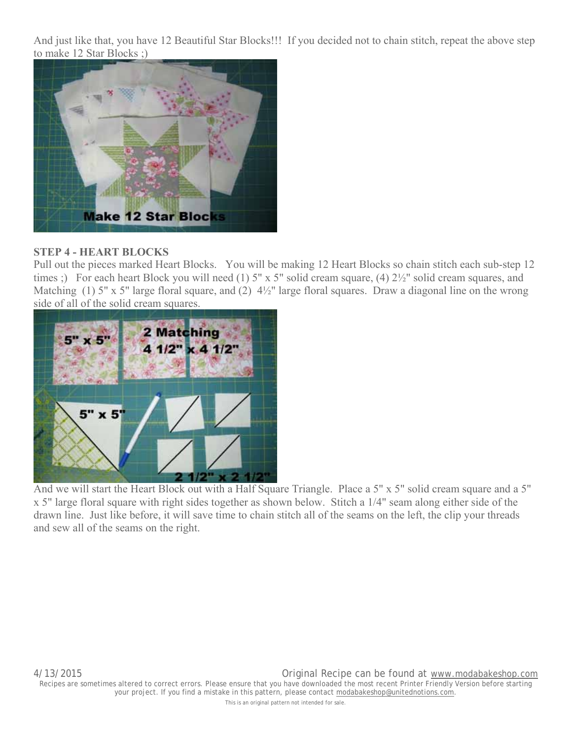And just like that, you have 12 Beautiful Star Blocks!!! If you decided not to chain stitch, repeat the above step to make 12 Star Blocks ;)

**STEP 4 - HEART BLOCKS**

Pull out the pieces marked Heart Blocks. You will be making 12 Heart Blocks so chain stitch each sub-step 12 times ;) For each heart Block you will need (1) 5" x 5" solid cream square, (4) 2½" solid cream squares, and Matching (1) 5" x 5" large floral square, and (2) 4½" large floral squares. Draw a diagonal line on the wrong side of all of the solid cream squares.

And we will start the Heart Block out with a Half Square Triangle. Place a 5" x 5" solid cream square and a 5" x 5" large floral square with right sides together as shown below. Stitch a 1/4" seam along either side of the drawn line. Just like before, it will save time to chain stitch all of the seams on the left, the clip your threads and sew all of the seams on the right.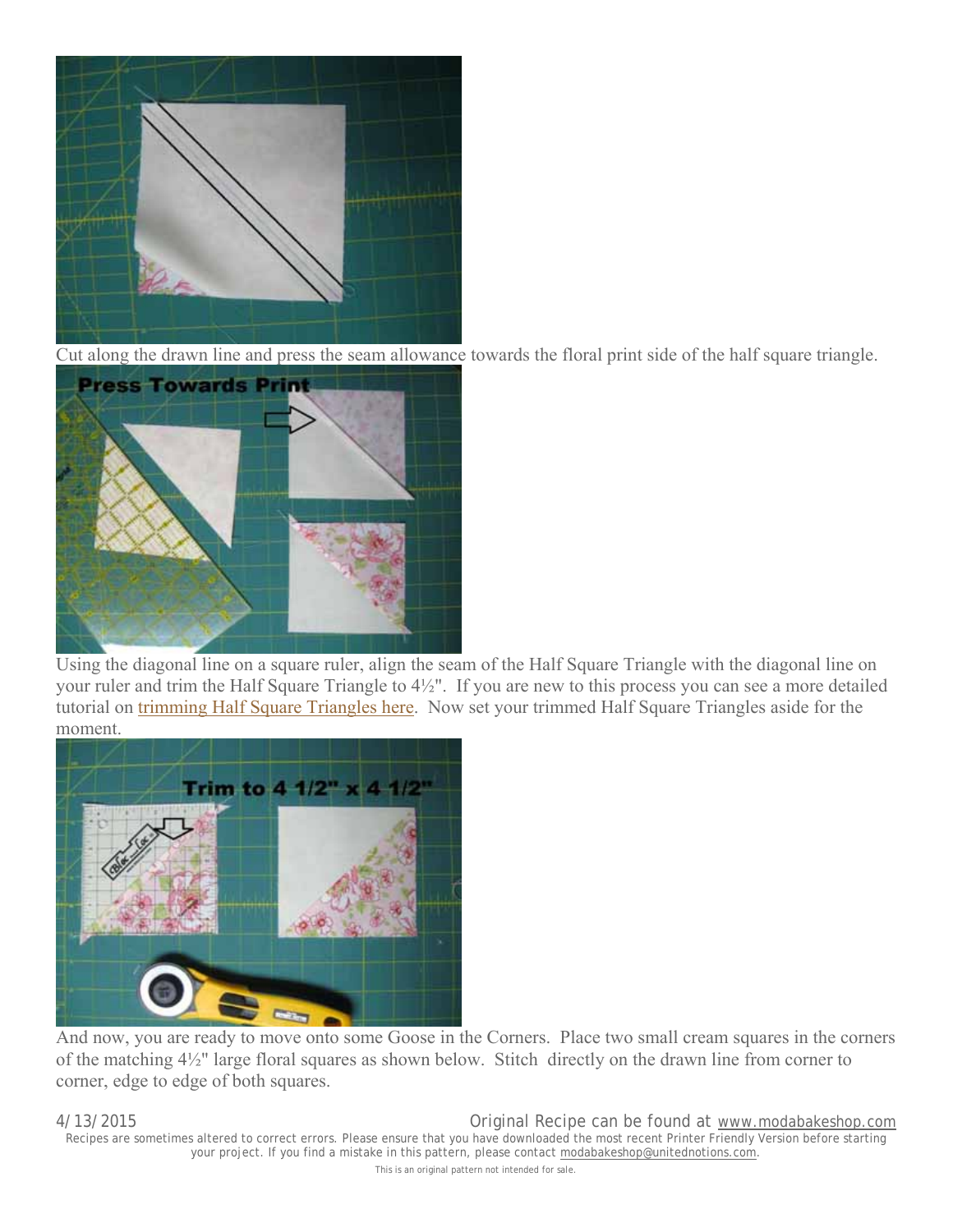Cut along the drawn line and press the seam allowance towards the floral print side of the half square triangle.

Using the diagonal line on a square ruler, align the seam of the Half Square Triangle with the diagonal line on your ruler and trim the Half Square Triangle to 4½". If you are new to this process you can see a more detailed tutorial on trimming Half Square Triangles here. Now set your trimmed Half Square Triangles aside for the moment.

And now, you are ready to move onto some Goose in the Corners. Place two small cream squares in the corners of the matching 4½" large floral squares as shown below. Stitch directly on the drawn line from corner to corner, edge to edge of both squares.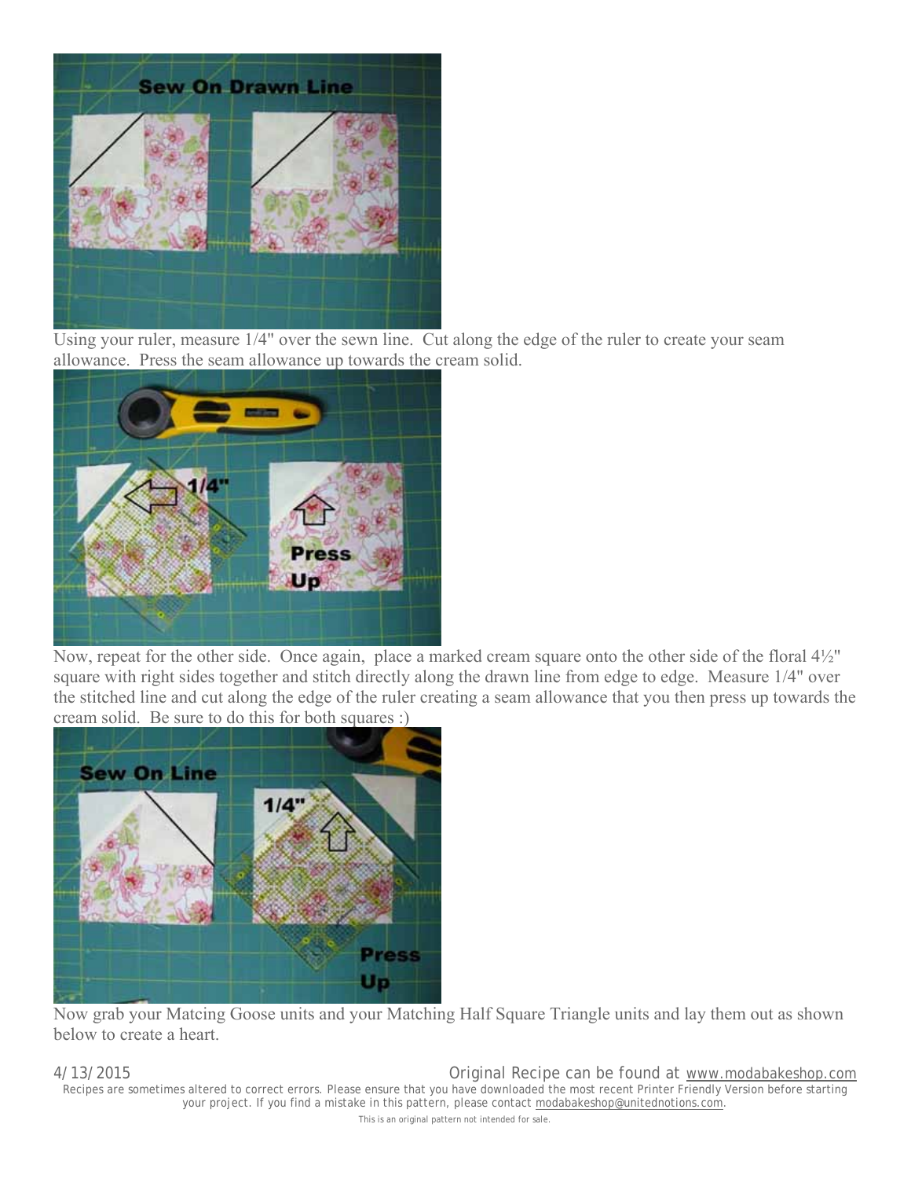Using your ruler, measure 1/4" over the sewn line. Cut along the edge of the ruler to create your seam allowance. Press the seam allowance up towards the cream solid.

Now, repeat for the other side. Once again, place a marked cream square onto the other side of the floral 4½" square with right sides together and stitch directly along the drawn line from edge to edge. Measure 1/4" over the stitched line and cut along the edge of the ruler creating a seam allowance that you then press up towards the cream solid. Be sure to do this for both squares :)

Now grab your Matcing Goose units and your Matching Half Square Triangle units and lay them out as shown below to create a heart.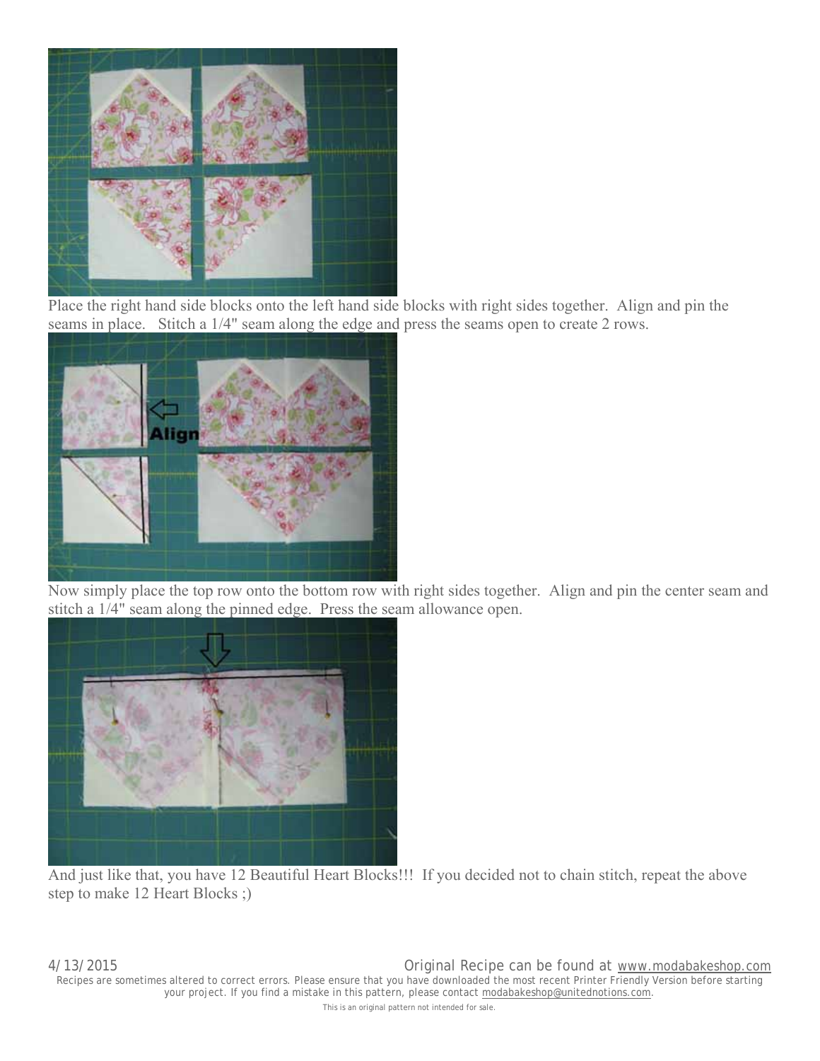Place the right hand side blocks onto the left hand side blocks with right sides together. Align and pin the seams in place. Stitch a 1/4" seam along the edge and press the seams open to create 2 rows.

Now simply place the top row onto the bottom row with right sides together. Align and pin the center seam and stitch a 1/4" seam along the pinned edge. Press the seam allowance open.

And just like that, you have 12 Beautiful Heart Blocks!!! If you decided not to chain stitch, repeat the above step to make 12 Heart Blocks ;)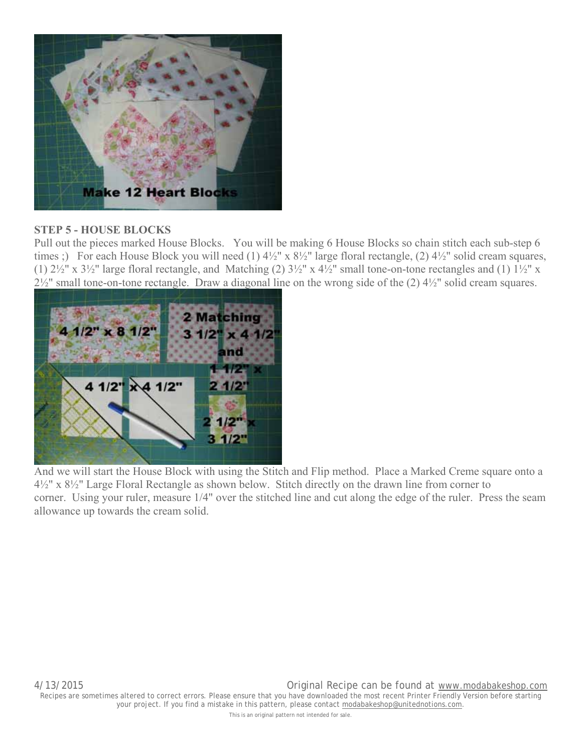## STEP 5 - HOUSE BLOCKS

Pull out the pieces marked House Blocks. You will be making 6 House Blocks so chain stitch each sub-step 6 times ;) For each House Block you will need (1) 4½" x 8½" large floral rectangle, (2) 4½" solid cream squares, (1) 2½" x 3½" large floral rectangle, and Matching (2) 3½" x 4½" small tone-on-tone rectangles and (1) 1½" x 2½" small tone-on-tone rectangle. Draw a diagonal line on the wrong side of the (2) 4½" solid cream squares.

And we will start the House Block with using the Stitch and Flip method. Place a Marked Creme square onto a 4½" x 8½" Large Floral Rectangle as shown below. Stitch directly on the drawn line from corner to corner. Using your ruler, measure 1/4" over the stitched line and cut along the edge of the ruler. Press the seam allowance up towards the cream solid.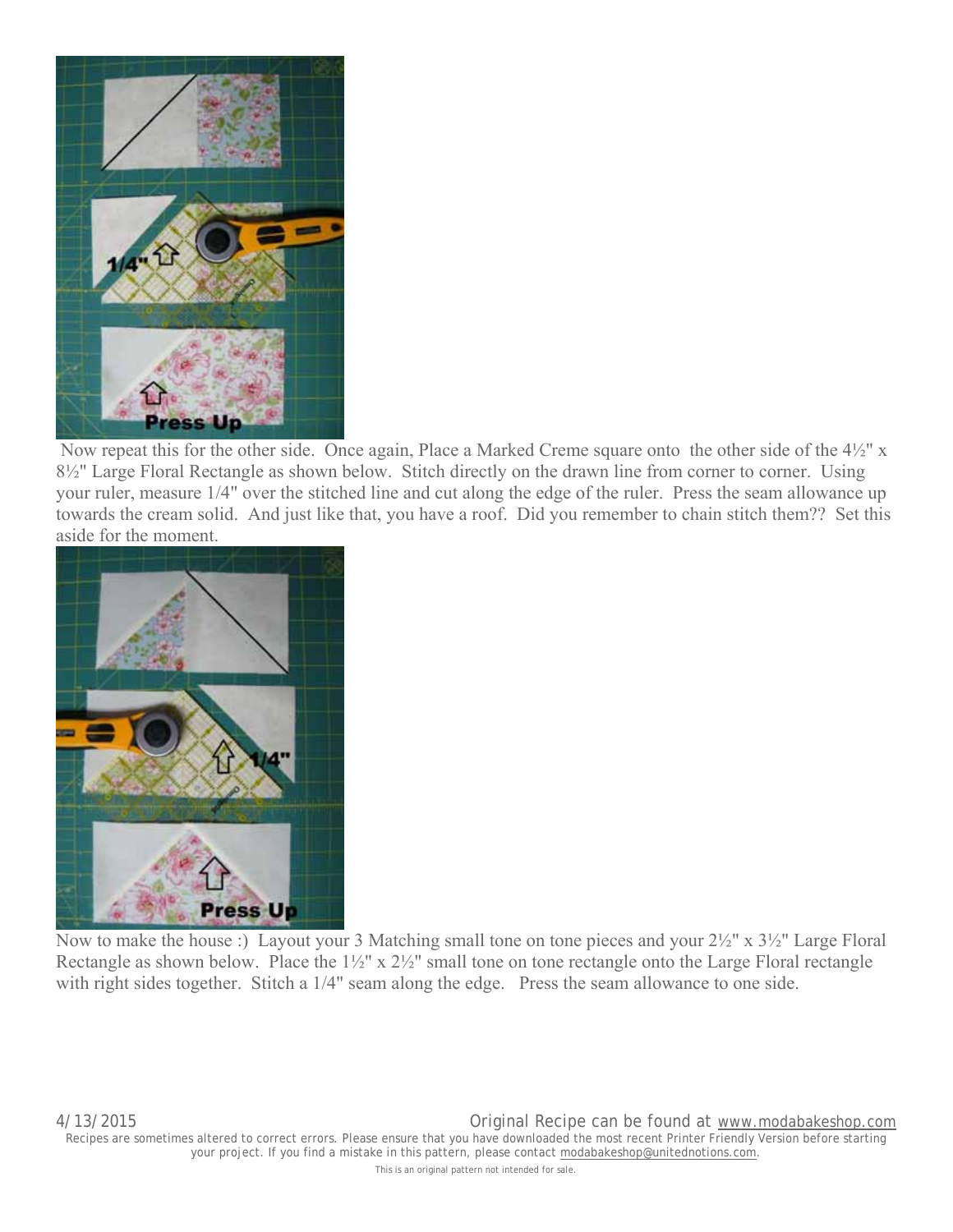Now repeat this for the other side. Once again, Place a Marked Creme square onto the other side of the 4½" x 8½" Large Floral Rectangle as shown below. Stitch directly on the drawn line from corner to corner. Using your ruler, measure 1/4" over the stitched line and cut along the edge of the ruler. Press the seam allowance up towards the cream solid. And just like that, you have a roof. Did you remember to chain stitch them?? Set this aside for the moment.

Now to make the house :) Layout your 3 Matching small tone on tone pieces and your 2½" x 3½" Large Floral Rectangle as shown below. Place the 1½" x 2½" small tone on tone rectangle onto the Large Floral rectangle with right sides together. Stitch a 1/4" seam along the edge. Press the seam allowance to one side.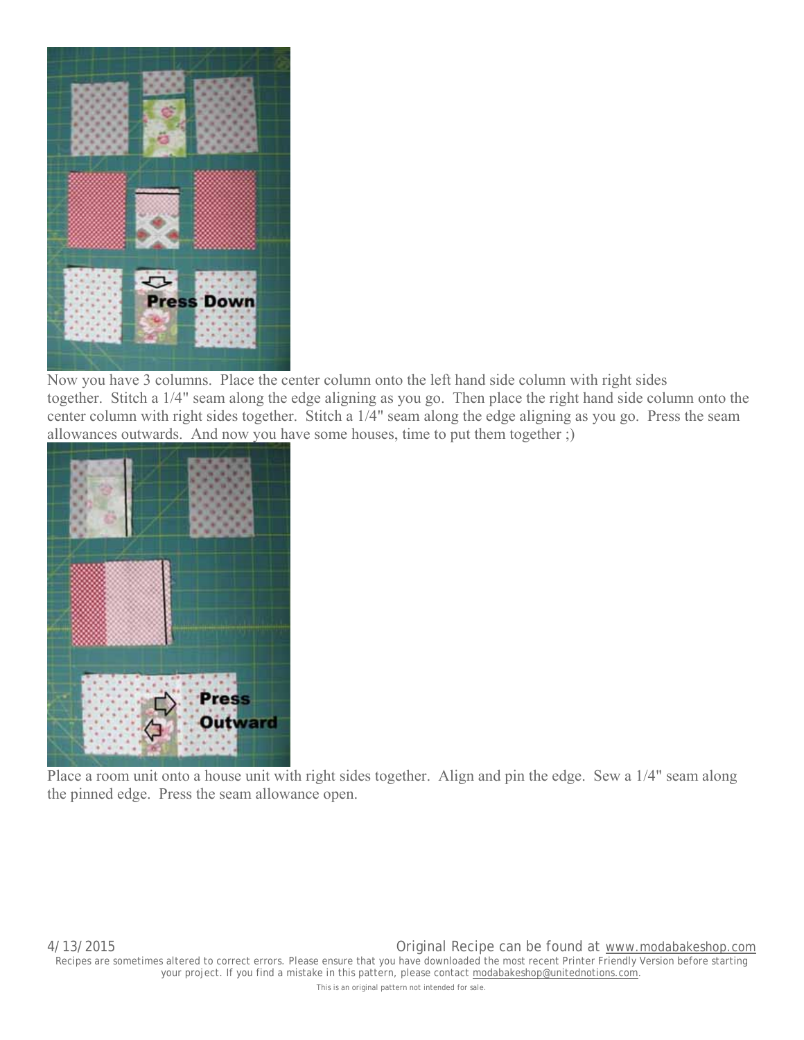Now you have 3 columns. Place the center column onto the left hand side column with right sides together. Stitch a 1/4" seam along the edge aligning as you go. Then place the right hand side column onto the center column with right sides together. Stitch a 1/4" seam along the edge aligning as you go. Press the seam allowances outwards. And now you have some houses, time to put them together ;)

Place a room unit onto a house unit with right sides together. Align and pin the edge. Sew a 1/4" seam along the pinned edge. Press the seam allowance open.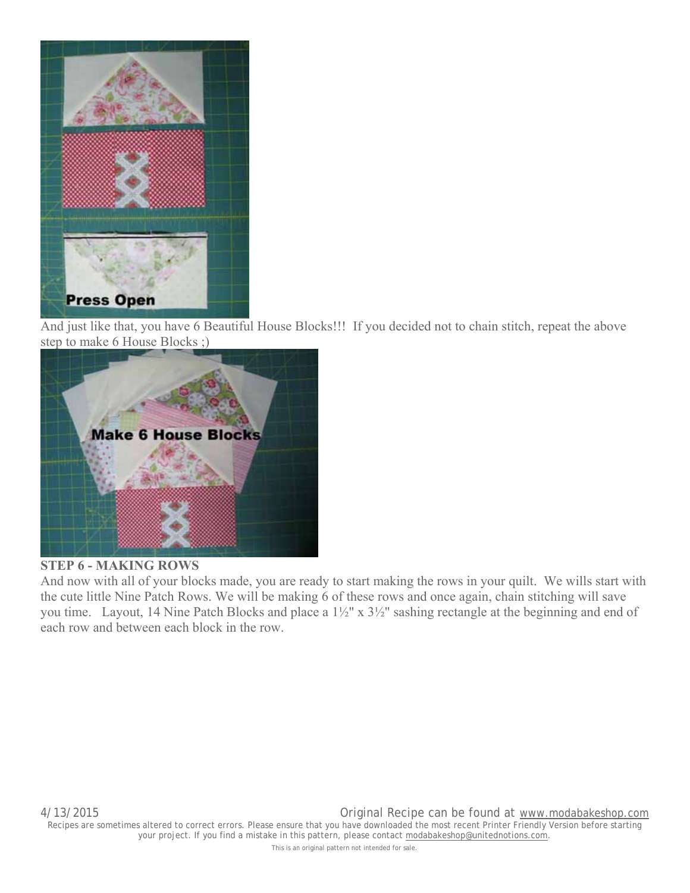And just like that, you have 6 Beautiful House Blocks!!! If you decided not to chain stitch, repeat the above step to make 6 House Blocks ;)

**STEP 6 - MAKING ROWS**

And now with all of your blocks made, you are ready to start making the rows in your quilt. We wills start with the cute little Nine Patch Rows. We will be making 6 of these rows and once again, chain stitching will save you time. Layout, 14 Nine Patch Blocks and place a 1½" x 3½" sashing rectangle at the beginning and end of each row and between each block in the row.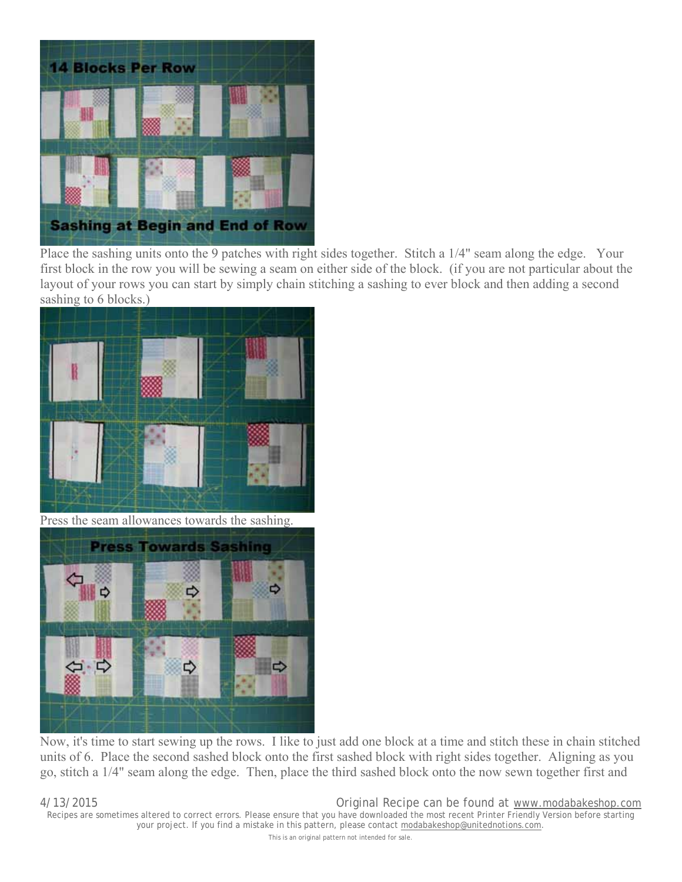Place the sashing units onto the 9 patches with right sides together. Stitch a 1/4" seam along the edge. Your first block in the row you will be sewing a seam on either side of the block. (if you are not particular about the layout of your rows you can start by simply chain stitching a sashing to ever block and then adding a second sashing to 6 blocks.)

Press the seam allowances towards the sashing.

Now, it's time to start sewing up the rows. I like to just add one block at a time and stitch these in chain stitched units of 6. Place the second sashed block onto the first sashed block with right sides together. Aligning as you go, stitch a 1/4" seam along the edge. Then, place the third sashed block onto the now sewn together first and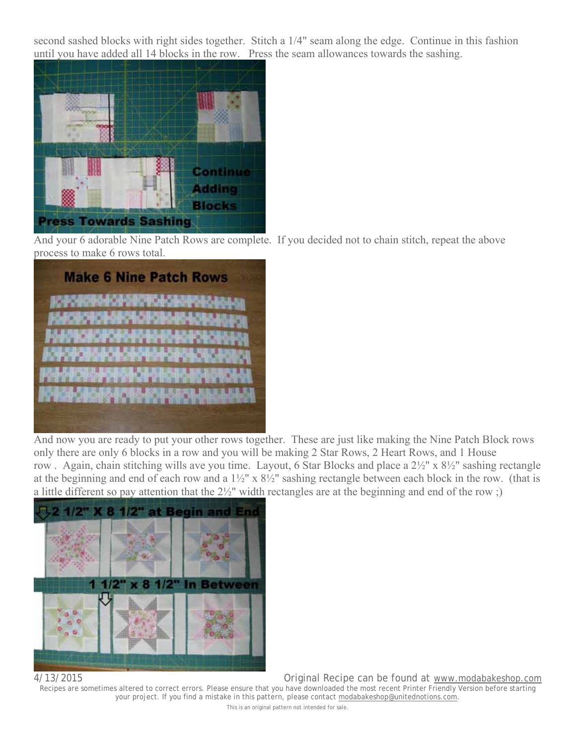second sashed blocks with right sides together. Stitch a 1/4" seam along the edge. Continue in this fashion until you have added all 14 blocks in the row. Press the seam allowances towards the sashing.

And your 6 adorable Nine Patch Rows are complete. If you decided not to chain stitch, repeat the above process to make 6 rows total.

And now you are ready to put your other rows together. These are just like making the Nine Patch Block rows only there are only 6 blocks in a row and you will be making 2 Star Rows, 2 Heart Rows, and 1 House row . Again, chain stitching wills ave you time. Layout, 6 Star Blocks and place a 2½" x 8½" sashing rectangle at the beginning and end of each row and a 1½" x 8½" sashing rectangle between each block in the row. (that is a little different so pay attention that the 2½" width rectangles are at the beginning and end of the row ;)

4/13/2015 Original Recipe can be found at www.modabakeshop.com

Recipes are sometimes altered to correct errors. Please ensure that you have downloaded the most recent Printer Friendly Version before starting your project. If you find a mistake in this pattern, please contact modabakeshop@unitednotions.com.

This is an original pattern not intended for sale.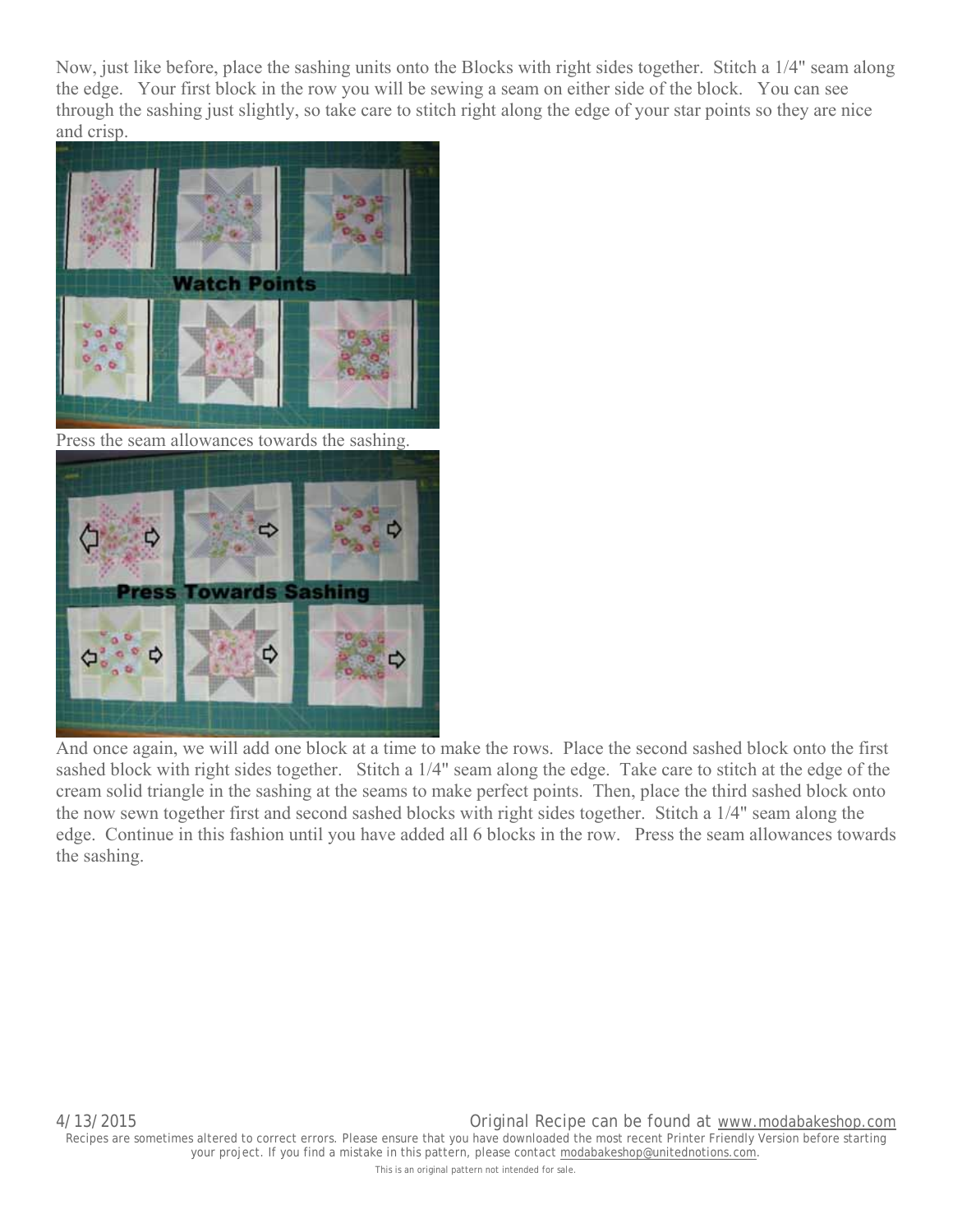Now, just like before, place the sashing units onto the Blocks with right sides together. Stitch a 1/4" seam along the edge. Your first block in the row you will be sewing a seam on either side of the block. You can see through the sashing just slightly, so take care to stitch right along the edge of your star points so they are nice and crisp.

Press the seam allowances towards the sashing.

And once again, we will add one block at a time to make the rows. Place the second sashed block onto the first sashed block with right sides together. Stitch a 1/4" seam along the edge. Take care to stitch at the edge of the cream solid triangle in the sashing at the seams to make perfect points. Then, place the third sashed block onto the now sewn together first and second sashed blocks with right sides together. Stitch a 1/4" seam along the edge. Continue in this fashion until you have added all 6 blocks in the row. Press the seam allowances towards the sashing.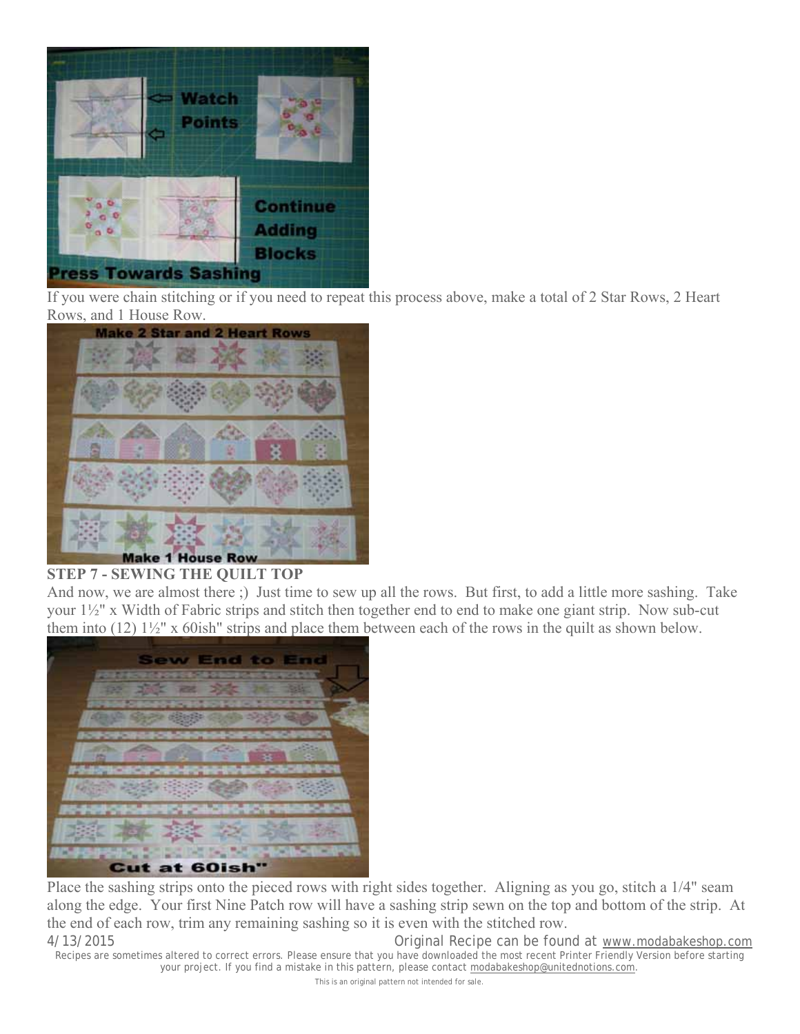If you were chain stitching or if you need to repeat this process above, make a total of 2 Star Rows, 2 Heart Rows, and 1 House Row.

**STEP 7 - SEWING THE QUILT TOP**

And now, we are almost there ;) Just time to sew up all the rows. But first, to add a little more sashing. Take your 1½" x Width of Fabric strips and stitch then together end to end to make one giant strip. Now sub-cut them into (12) 1½" x 60ish" strips and place them between each of the rows in the quilt as shown below.

Place the sashing strips onto the pieced rows with right sides together. Aligning as you go, stitch a 1/4" seam along the edge. Your first Nine Patch row will have a sashing strip sewn on the top and bottom of the strip. At the end of each row, trim any remaining sashing so it is even with the stitched row.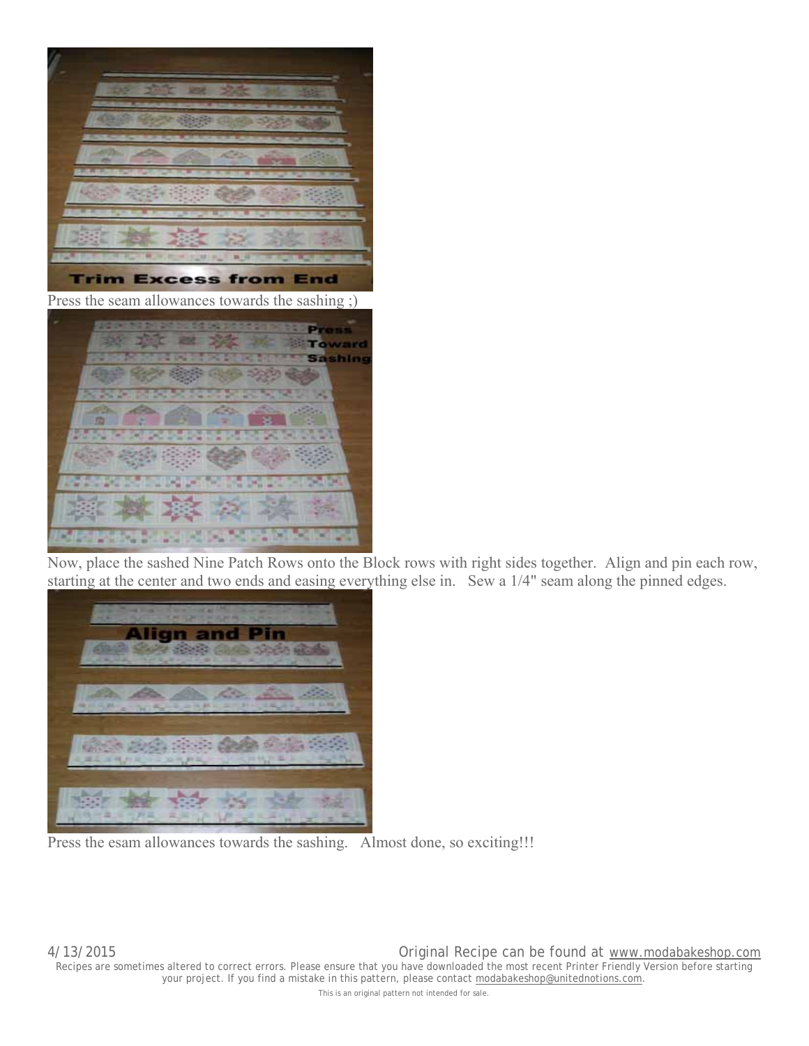Press the seam allowances towards the sashing ;)

Now, place the sashed Nine Patch Rows onto the Block rows with right sides together. Align and pin each row, starting at the center and two ends and easing everything else in. Sew a 1/4" seam along the pinned edges.

Press the esam allowances towards the sashing. Almost done, so exciting!!!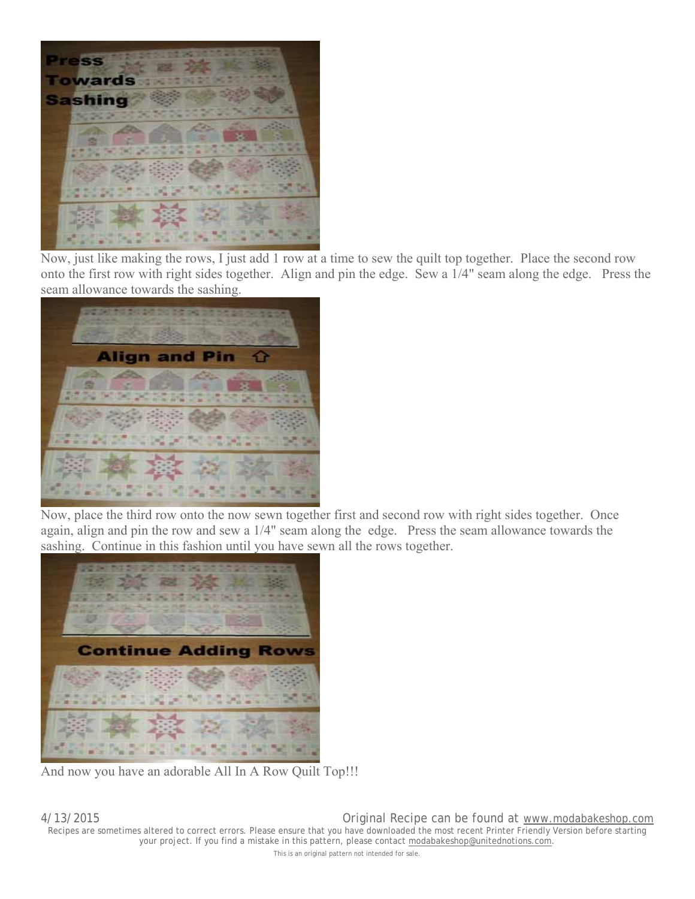Now, just like making the rows, I just add 1 row at a time to sew the quilt top together. Place the second row onto the first row with right sides together. Align and pin the edge. Sew a 1/4" seam along the edge. Press the seam allowance towards the sashing.

Now, place the third row onto the now sewn together first and second row with right sides together. Once again, align and pin the row and sew a 1/4" seam along the edge. Press the seam allowance towards the sashing. Continue in this fashion until you have sewn all the rows together.

And now you have an adorable All In A Row Quilt Top!!!

4/13/2015 Original Recipe can be found at www.modabakeshop.com

Recipes are sometimes altered to correct errors. Please ensure that you have downloaded the most recent Printer Friendly Version before starting your project. If you find a mistake in this pattern, please contact modabakeshop@unitednotions.com.

This is an original pattern not intended for sale.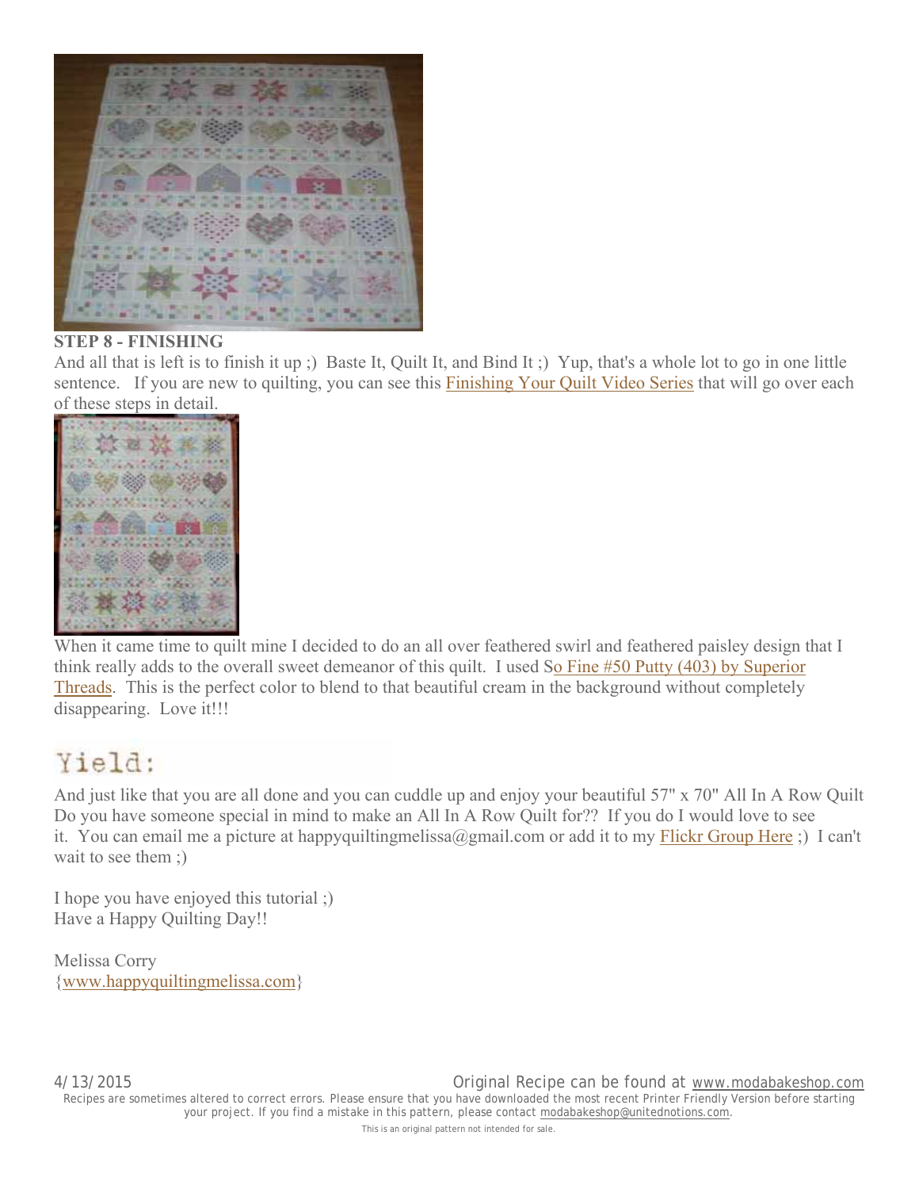**STEP 8 - FINISHING**

And all that is left is to finish it up ;) Baste It, Quilt It, and Bind It ;) Yup, that's a whole lot to go in one little sentence. If you are new to quilting, you can see this Finishing Your Quilt Video Series that will go over each of these steps in detail.

When it came time to quilt mine I decided to do an all over feathered swirl and feathered paisley design that I think really adds to the overall sweet demeanor of this quilt. I used So Fine #50 Putty (403) by Superior Threads. This is the perfect color to blend to that beautiful cream in the background without completely disappearing. Love it!!!

## Yield:

And just like that you are all done and you can cuddle up and enjoy your beautiful 57" x 70" All In A Row Quilt Do you have someone special in mind to make an All In A Row Quilt for?? If you do I would love to see it. You can email me a picture at happyquiltingmelissa@gmail.com or add it to my Flickr Group Here ;) I can't wait to see them ;)

I hope you have enjoyed this tutorial ;)
Have a Happy Quilting Day!!

Melissa Corry
{www.happyquiltingmelissa.com}

4/13/2015 Original Recipe can be found at www.modabakeshop.com

Recipes are sometimes altered to correct errors. Please ensure that you have downloaded the most recent Printer Friendly Version before starting your project. If you find a mistake in this pattern, please contact modabakeshop@unitednotions.com.

This is an original pattern not intended for sale.